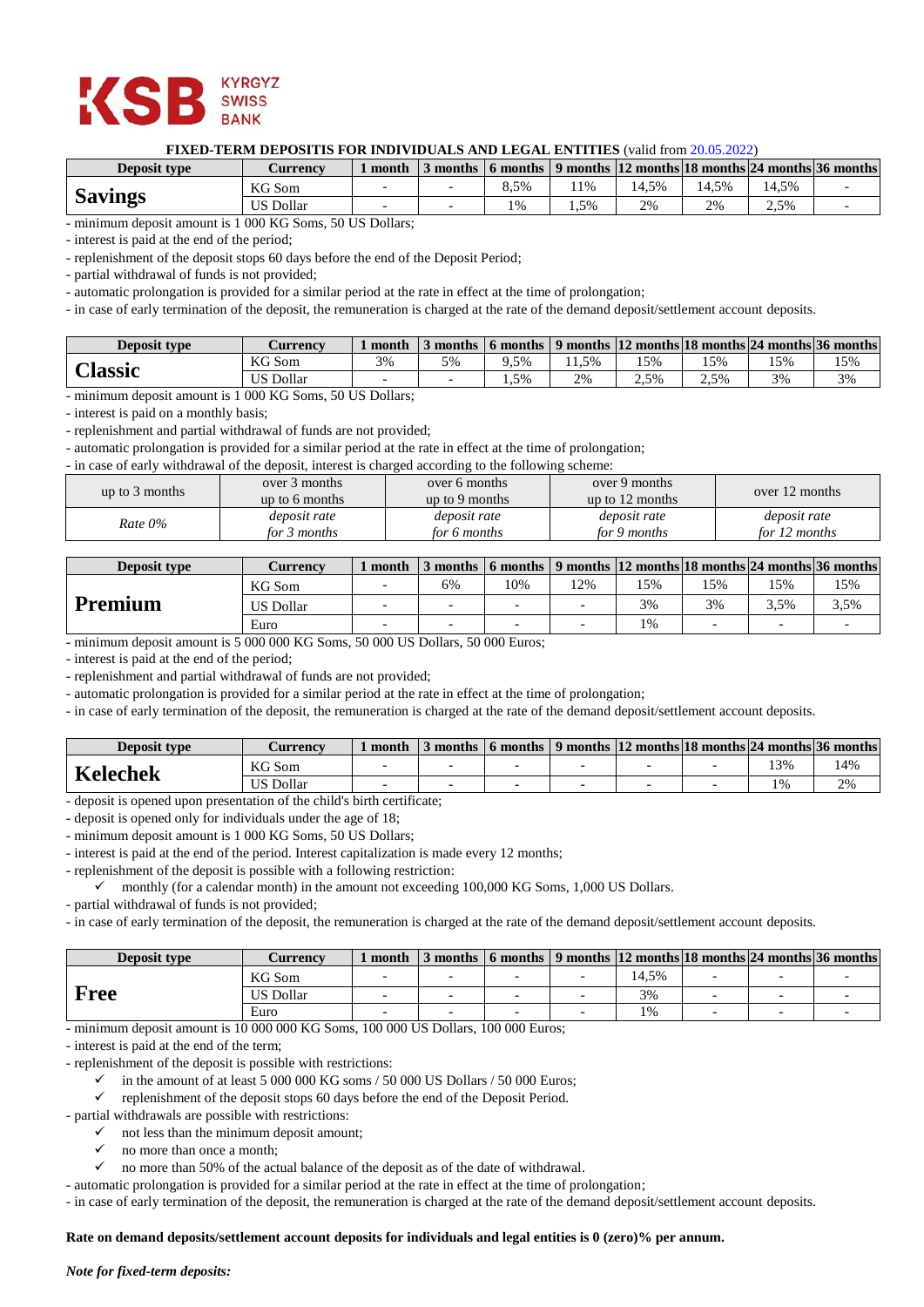KSB KYRGYZ SWISS BANK

**FIXED-TERM DEPOSITIS FOR INDIVIDUALS AND LEGAL ENTITIES** (valid from 20.05.2022)

| Deposit type | Currency | 1 month | 3 months | 6 months | 9 months | 12 months | 18 months | 24 months | 36 months |
|---|---|---|---|---|---|---|---|---|---|
| **Savings** | KG Som | - | - | 8,5% | 11% | 14,5% | 14,5% | 14,5% | - |
| | US Dollar | - | - | 1% | 1,5% | 2% | 2% | 2,5% | - |

- minimum deposit amount is 1 000 KG Soms, 50 US Dollars;
- interest is paid at the end of the period;
- replenishment of the deposit stops 60 days before the end of the Deposit Period;
- partial withdrawal of funds is not provided;
- automatic prolongation is provided for a similar period at the rate in effect at the time of prolongation;
- in case of early termination of the deposit, the remuneration is charged at the rate of the demand deposit/settlement account deposits.

| Deposit type | Currency | 1 month | 3 months | 6 months | 9 months | 12 months | 18 months | 24 months | 36 months |
|---|---|---|---|---|---|---|---|---|---|
| **Classic** | KG Som | 3% | 5% | 9,5% | 11,5% | 15% | 15% | 15% | 15% |
| | US Dollar | - | - | 1,5% | 2% | 2,5% | 2,5% | 3% | 3% |

- minimum deposit amount is 1 000 KG Soms, 50 US Dollars;
- interest is paid on a monthly basis;
- replenishment and partial withdrawal of funds are not provided;
- automatic prolongation is provided for a similar period at the rate in effect at the time of prolongation;
- in case of early withdrawal of the deposit, interest is charged according to the following scheme:

| up to 3 months | over 3 months up to 6 months | over 6 months up to 9 months | over 9 months up to 12 months | over 12 months |
|---|---|---|---|---|
| *Rate 0%* | *deposit rate for 3 months* | *deposit rate for 6 months* | *deposit rate for 9 months* | *deposit rate for 12 months* |

| Deposit type | Currency | 1 month | 3 months | 6 months | 9 months | 12 months | 18 months | 24 months | 36 months |
|---|---|---|---|---|---|---|---|---|---|
| **Premium** | KG Som | - | 6% | 10% | 12% | 15% | 15% | 15% | 15% |
| | US Dollar | - | - | - | - | 3% | 3% | 3,5% | 3,5% |
| | Euro | - | - | - | - | 1% | - | - | - |

- minimum deposit amount is 5 000 000 KG Soms, 50 000 US Dollars, 50 000 Euros;
- interest is paid at the end of the period;
- replenishment and partial withdrawal of funds are not provided;
- automatic prolongation is provided for a similar period at the rate in effect at the time of prolongation;
- in case of early termination of the deposit, the remuneration is charged at the rate of the demand deposit/settlement account deposits.

| Deposit type | Currency | 1 month | 3 months | 6 months | 9 months | 12 months | 18 months | 24 months | 36 months |
|---|---|---|---|---|---|---|---|---|---|
| **Kelechek** | KG Som | - | - | - | - | - | - | 13% | 14% |
| | US Dollar | - | - | - | - | - | - | 1% | 2% |

- deposit is opened upon presentation of the child's birth certificate;
- deposit is opened only for individuals under the age of 18;
- minimum deposit amount is 1 000 KG Soms, 50 US Dollars;
- interest is paid at the end of the period. Interest capitalization is made every 12 months;
- replenishment of the deposit is possible with a following restriction:
  - ✓ monthly (for a calendar month) in the amount not exceeding 100,000 KG Soms, 1,000 US Dollars.
- partial withdrawal of funds is not provided;
- in case of early termination of the deposit, the remuneration is charged at the rate of the demand deposit/settlement account deposits.

| Deposit type | Currency | 1 month | 3 months | 6 months | 9 months | 12 months | 18 months | 24 months | 36 months |
|---|---|---|---|---|---|---|---|---|---|
| **Free** | KG Som | - | - | - | - | 14,5% | - | - | - |
| | US Dollar | - | - | - | - | 3% | - | - | - |
| | Euro | - | - | - | - | 1% | - | - | - |

- minimum deposit amount is 10 000 000 KG Soms, 100 000 US Dollars, 100 000 Euros;
- interest is paid at the end of the term;
- replenishment of the deposit is possible with restrictions:
  - ✓ in the amount of at least 5 000 000 KG soms / 50 000 US Dollars / 50 000 Euros;
  - ✓ replenishment of the deposit stops 60 days before the end of the Deposit Period.
- partial withdrawals are possible with restrictions:
  - ✓ not less than the minimum deposit amount;
  - ✓ no more than once a month;
  - ✓ no more than 50% of the actual balance of the deposit as of the date of withdrawal.
- automatic prolongation is provided for a similar period at the rate in effect at the time of prolongation;
- in case of early termination of the deposit, the remuneration is charged at the rate of the demand deposit/settlement account deposits.

**Rate on demand deposits/settlement account deposits for individuals and legal entities is 0 (zero)% per annum.**

***Note for fixed-term deposits:***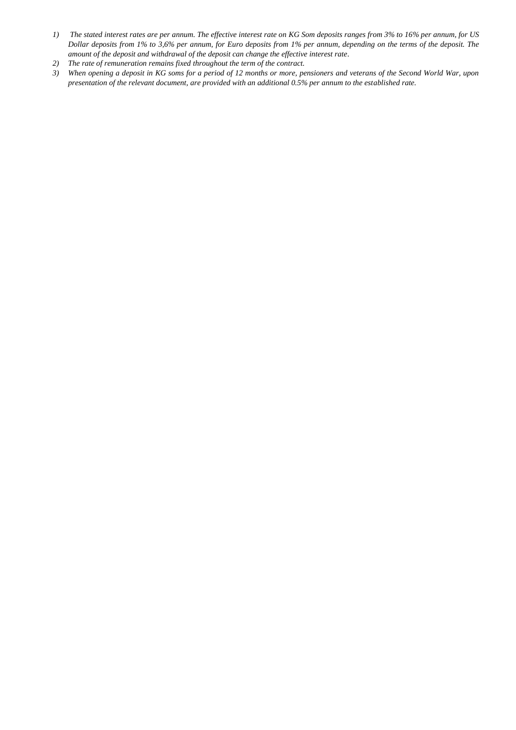1) *The stated interest rates are per annum. The effective interest rate on KG Som deposits ranges from 3% to 16% per annum, for US Dollar deposits from 1% to 3,6% per annum, for Euro deposits from 1% per annum, depending on the terms of the deposit. The amount of the deposit and withdrawal of the deposit can change the effective interest rate.*
2) *The rate of remuneration remains fixed throughout the term of the contract.*
3) *When opening a deposit in KG soms for a period of 12 months or more, pensioners and veterans of the Second World War, upon presentation of the relevant document, are provided with an additional 0.5% per annum to the established rate.*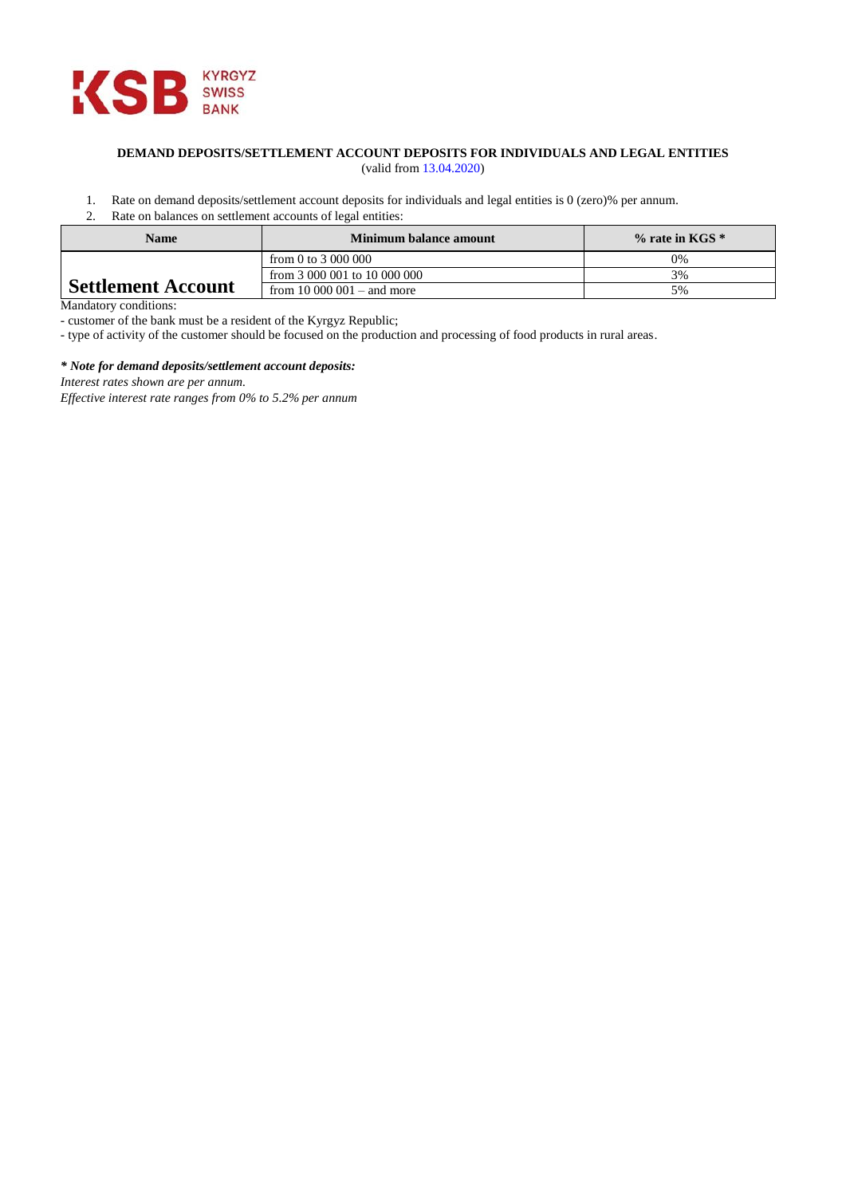**DEMAND DEPOSITS/SETTLEMENT ACCOUNT DEPOSITS FOR INDIVIDUALS AND LEGAL ENTITIES**
(valid from 13.04.2020)

1. Rate on demand deposits/settlement account deposits for individuals and legal entities is 0 (zero)% per annum.
2. Rate on balances on settlement accounts of legal entities:

| Name | Minimum balance amount | % rate in KGS * |
|---|---|---|
| Settlement Account | from 0 to 3 000 000 | 0% |
| | from 3 000 001 to 10 000 000 | 3% |
| | from 10 000 001 – and more | 5% |

Mandatory conditions:

- customer of the bank must be a resident of the Kyrgyz Republic;
- type of activity of the customer should be focused on the production and processing of food products in rural areas.

***\* Note for demand deposits/settlement account deposits:***

*Interest rates shown are per annum.*

*Effective interest rate ranges from 0% to 5.2% per annum*